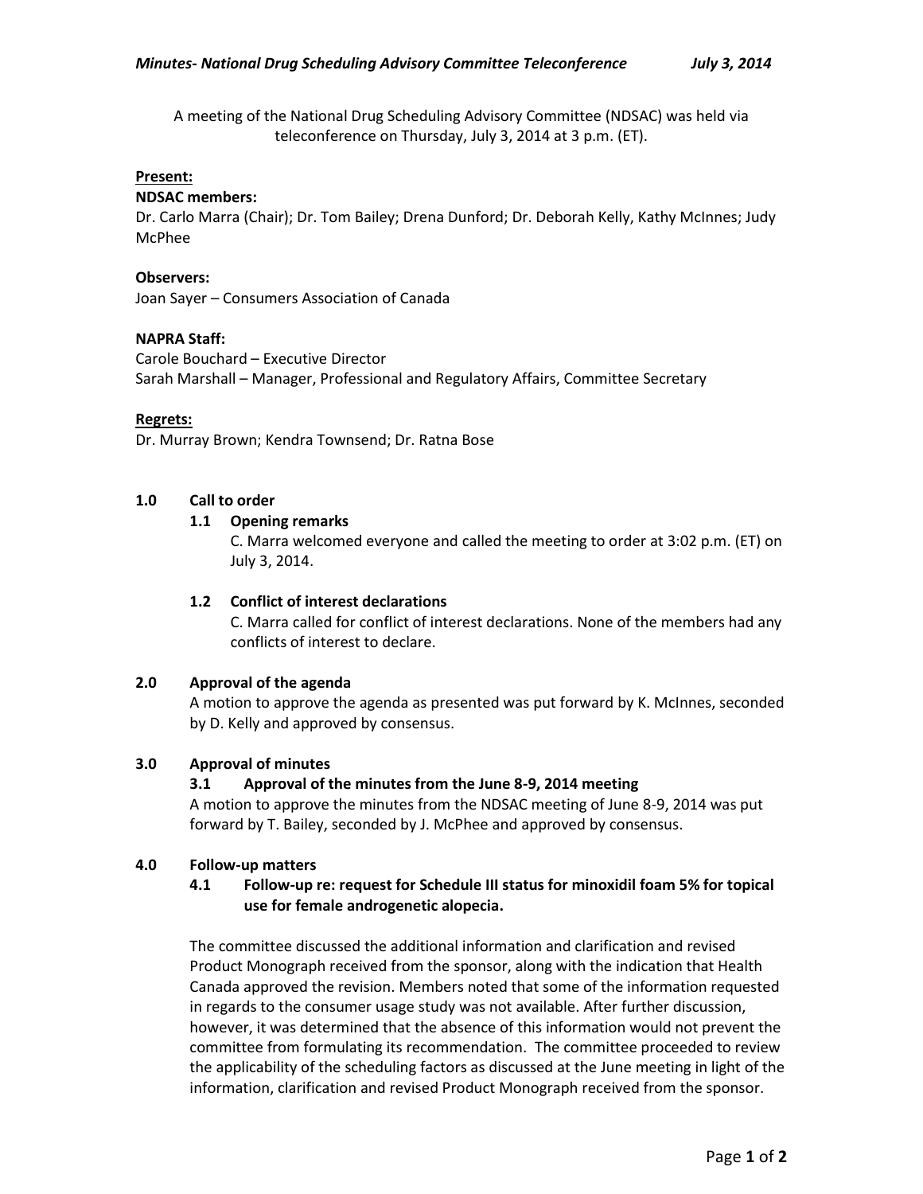A meeting of the National Drug Scheduling Advisory Committee (NDSAC) was held via teleconference on Thursday, July 3, 2014 at 3 p.m. (ET).

**Present:**

**NDSAC members:**
Dr. Carlo Marra (Chair); Dr. Tom Bailey; Drena Dunford; Dr. Deborah Kelly, Kathy McInnes; Judy McPhee

**Observers:**
Joan Sayer – Consumers Association of Canada

**NAPRA Staff:**
Carole Bouchard – Executive Director
Sarah Marshall – Manager, Professional and Regulatory Affairs, Committee Secretary

**Regrets:**
Dr. Murray Brown; Kendra Townsend; Dr. Ratna Bose

## 1.0 Call to order

### 1.1 Opening remarks

C. Marra welcomed everyone and called the meeting to order at 3:02 p.m. (ET) on July 3, 2014.

### 1.2 Conflict of interest declarations

C. Marra called for conflict of interest declarations. None of the members had any conflicts of interest to declare.

## 2.0 Approval of the agenda

A motion to approve the agenda as presented was put forward by K. McInnes, seconded by D. Kelly and approved by consensus.

## 3.0 Approval of minutes

### 3.1 Approval of the minutes from the June 8-9, 2014 meeting

A motion to approve the minutes from the NDSAC meeting of June 8-9, 2014 was put forward by T. Bailey, seconded by J. McPhee and approved by consensus.

## 4.0 Follow-up matters

### 4.1 Follow-up re: request for Schedule III status for minoxidil foam 5% for topical use for female androgenetic alopecia.

The committee discussed the additional information and clarification and revised Product Monograph received from the sponsor, along with the indication that Health Canada approved the revision. Members noted that some of the information requested in regards to the consumer usage study was not available. After further discussion, however, it was determined that the absence of this information would not prevent the committee from formulating its recommendation. The committee proceeded to review the applicability of the scheduling factors as discussed at the June meeting in light of the information, clarification and revised Product Monograph received from the sponsor.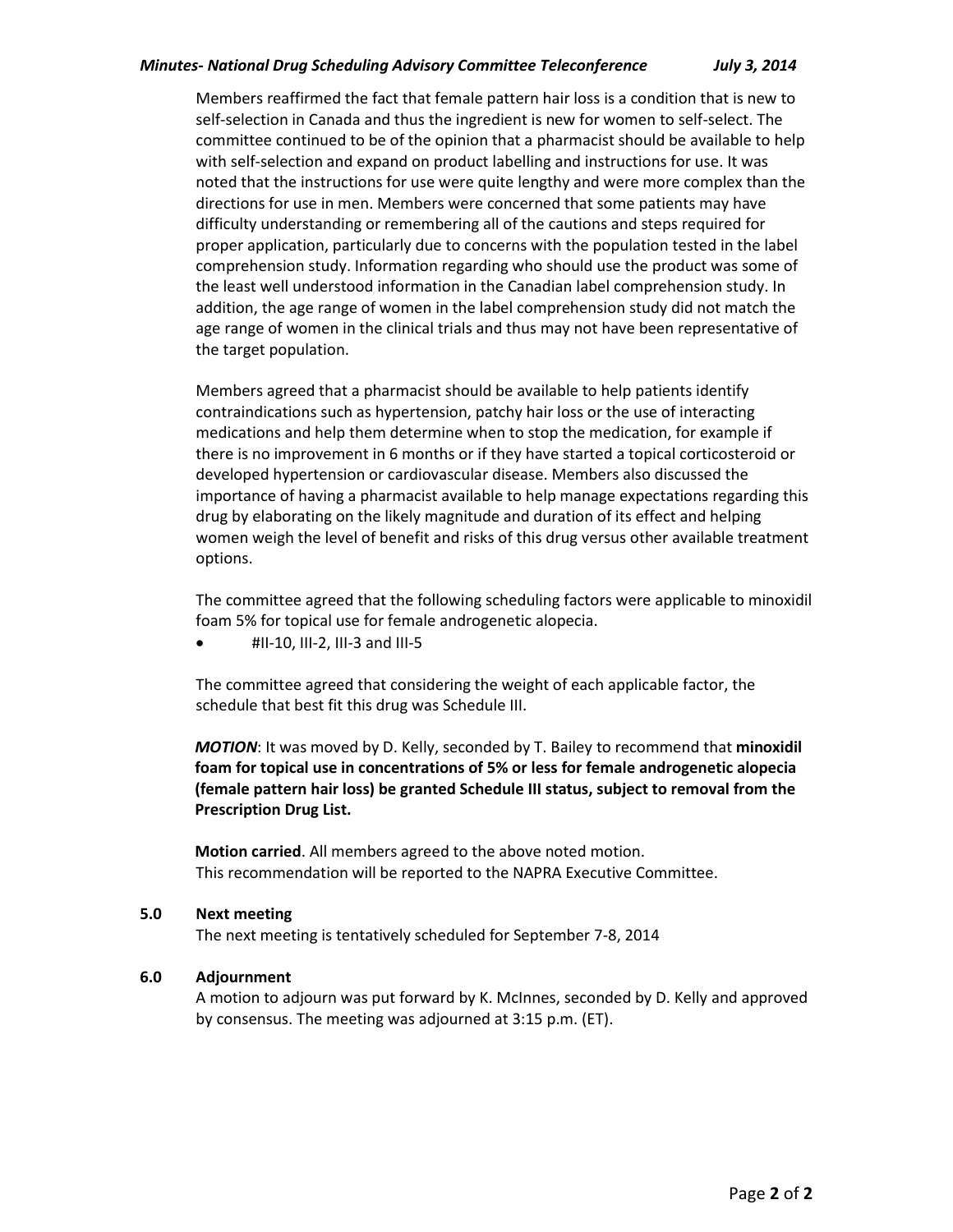Members reaffirmed the fact that female pattern hair loss is a condition that is new to self-selection in Canada and thus the ingredient is new for women to self-select. The committee continued to be of the opinion that a pharmacist should be available to help with self-selection and expand on product labelling and instructions for use. It was noted that the instructions for use were quite lengthy and were more complex than the directions for use in men. Members were concerned that some patients may have difficulty understanding or remembering all of the cautions and steps required for proper application, particularly due to concerns with the population tested in the label comprehension study. Information regarding who should use the product was some of the least well understood information in the Canadian label comprehension study. In addition, the age range of women in the label comprehension study did not match the age range of women in the clinical trials and thus may not have been representative of the target population.

Members agreed that a pharmacist should be available to help patients identify contraindications such as hypertension, patchy hair loss or the use of interacting medications and help them determine when to stop the medication, for example if there is no improvement in 6 months or if they have started a topical corticosteroid or developed hypertension or cardiovascular disease. Members also discussed the importance of having a pharmacist available to help manage expectations regarding this drug by elaborating on the likely magnitude and duration of its effect and helping women weigh the level of benefit and risks of this drug versus other available treatment options.

The committee agreed that the following scheduling factors were applicable to minoxidil foam 5% for topical use for female androgenetic alopecia.

- #II-10, III-2, III-3 and III-5

The committee agreed that considering the weight of each applicable factor, the schedule that best fit this drug was Schedule III.

***MOTION***: It was moved by D. Kelly, seconded by T. Bailey to recommend that **minoxidil foam for topical use in concentrations of 5% or less for female androgenetic alopecia (female pattern hair loss) be granted Schedule III status, subject to removal from the Prescription Drug List.**

**Motion carried**. All members agreed to the above noted motion.
This recommendation will be reported to the NAPRA Executive Committee.

## 5.0 Next meeting

The next meeting is tentatively scheduled for September 7-8, 2014

## 6.0 Adjournment

A motion to adjourn was put forward by K. McInnes, seconded by D. Kelly and approved by consensus. The meeting was adjourned at 3:15 p.m. (ET).